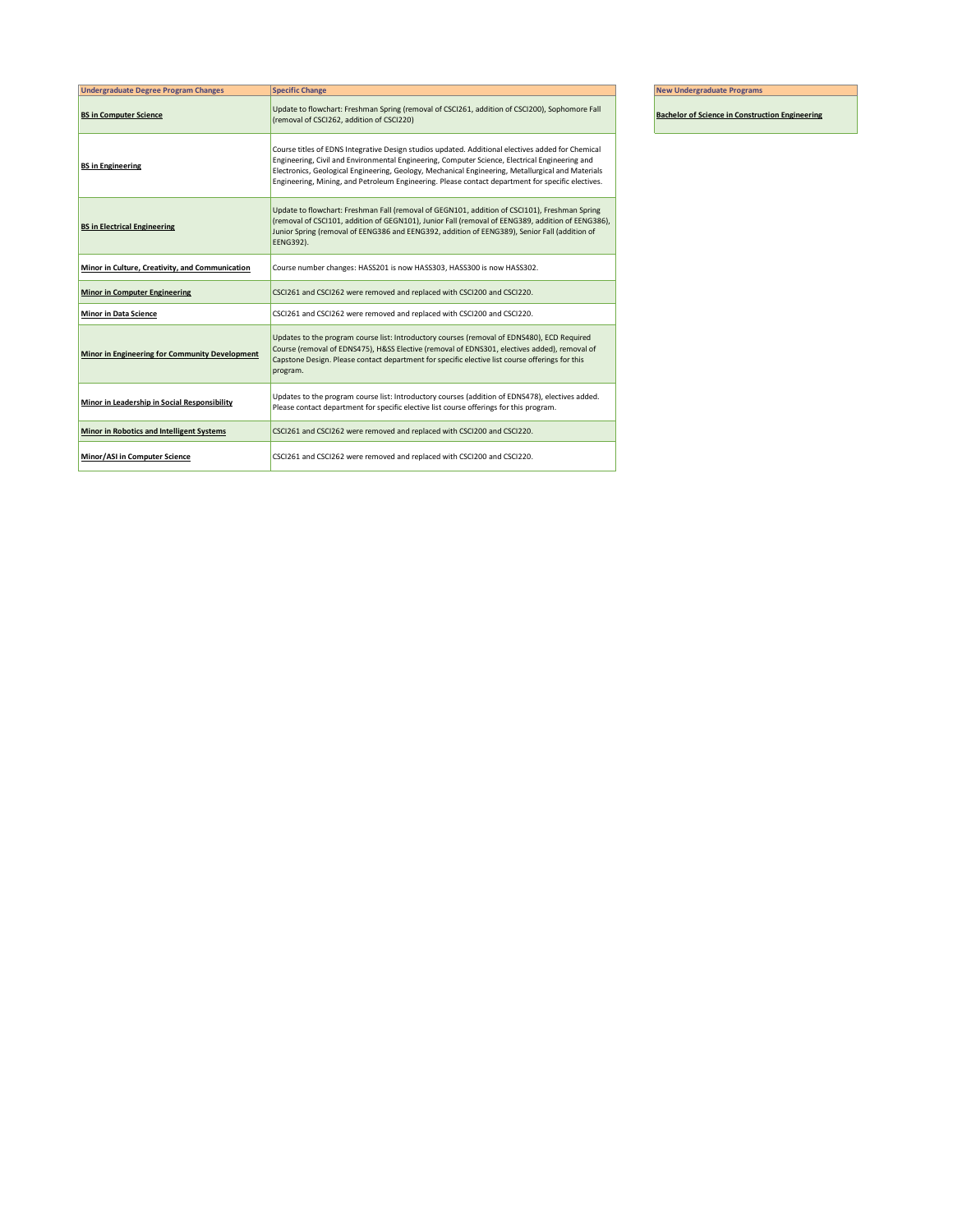| Undergraduate Degree Program Changes | Specific Change |
|---|---|
| **BS in Computer Science** | Update to flowchart: Freshman Spring (removal of CSCI261, addition of CSCI200), Sophomore Fall (removal of CSCI262, addition of CSCI220) |
| **BS in Engineering** | Course titles of EDNS Integrative Design studios updated. Additional electives added for Chemical Engineering, Civil and Environmental Engineering, Computer Science, Electrical Engineering and Electronics, Geological Engineering, Geology, Mechanical Engineering, Metallurgical and Materials Engineering, Mining, and Petroleum Engineering. Please contact department for specific electives. |
| **BS in Electrical Engineering** | Update to flowchart: Freshman Fall (removal of GEGN101, addition of CSCI101), Freshman Spring (removal of CSCI101, addition of GEGN101), Junior Fall (removal of EENG389, addition of EENG386), Junior Spring (removal of EENG386 and EENG392, addition of EENG389), Senior Fall (addition of EENG392). |
| **Minor in Culture, Creativity, and Communication** | Course number changes: HASS201 is now HASS303, HASS300 is now HASS302. |
| **Minor in Computer Engineering** | CSCI261 and CSCI262 were removed and replaced with CSCI200 and CSCI220. |
| **Minor in Data Science** | CSCI261 and CSCI262 were removed and replaced with CSCI200 and CSCI220. |
| **Minor in Engineering for Community Development** | Updates to the program course list: Introductory courses (removal of EDNS480), ECD Required Course (removal of EDNS475), H&SS Elective (removal of EDNS301, electives added), removal of Capstone Design. Please contact department for specific elective list course offerings for this program. |
| **Minor in Leadership in Social Responsibility** | Updates to the program course list: Introductory courses (addition of EDNS478), electives added. Please contact department for specific elective list course offerings for this program. |
| **Minor in Robotics and Intelligent Systems** | CSCI261 and CSCI262 were removed and replaced with CSCI200 and CSCI220. |
| **Minor/ASI in Computer Science** | CSCI261 and CSCI262 were removed and replaced with CSCI200 and CSCI220. |

| New Undergraduate Programs |
|---|
| **Bachelor of Science in Construction Engineering** |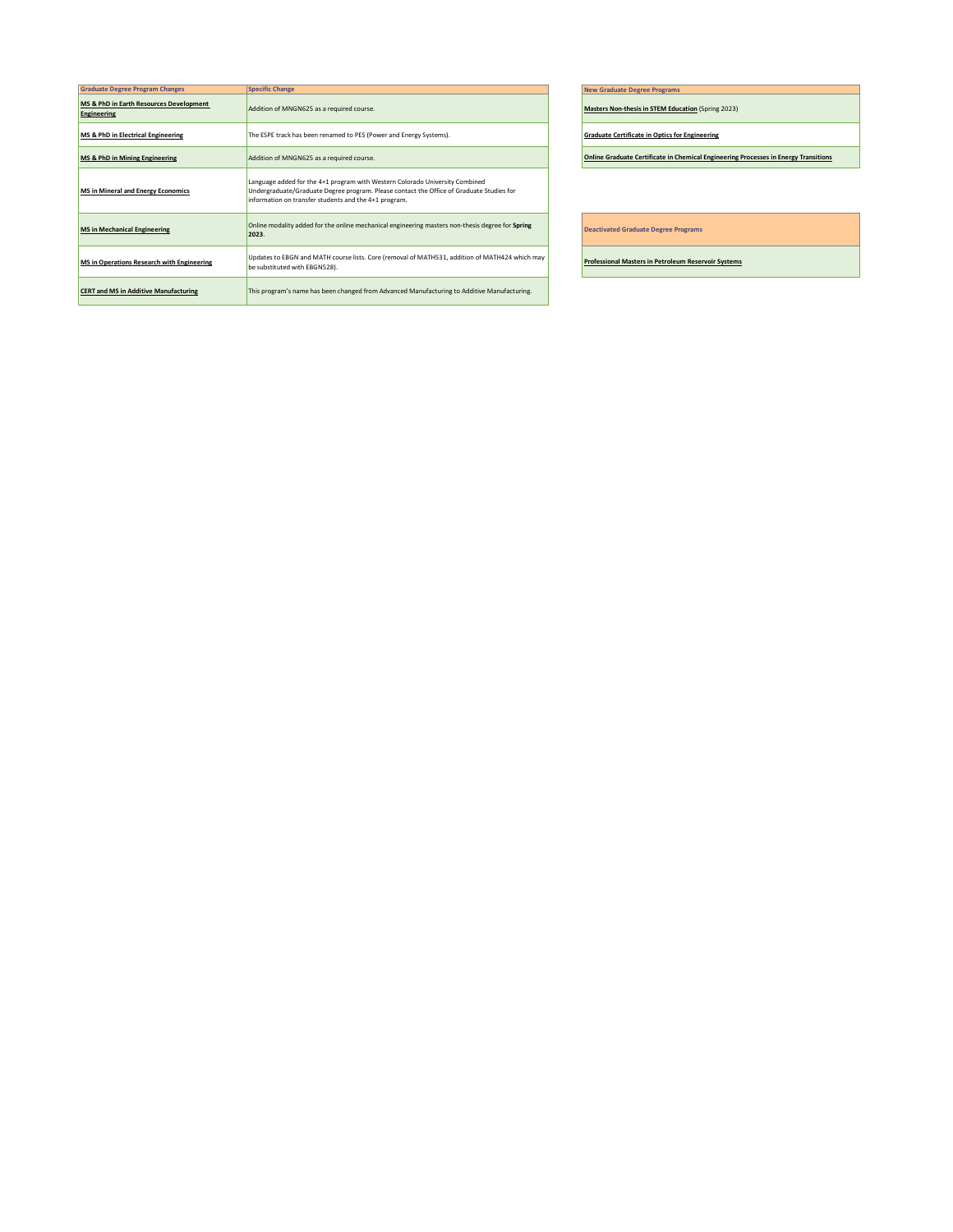| Graduate Degree Program Changes | Specific Change |
| --- | --- |
| **MS & PhD in Earth Resources Development Engineering** | Addition of MNGN625 as a required course. |
| **MS & PhD in Electrical Engineering** | The ESPE track has been renamed to PES (Power and Energy Systems). |
| **MS & PhD in Mining Engineering** | Addition of MNGN625 as a required course. |
| **MS in Mineral and Energy Economics** | Language added for the 4+1 program with Western Colorado University Combined Undergraduate/Graduate Degree program. Please contact the Office of Graduate Studies for information on transfer students and the 4+1 program. |
| **MS in Mechanical Engineering** | Online modality added for the online mechanical engineering masters non-thesis degree for **Spring 2023**. |
| **MS in Operations Research with Engineering** | Updates to EBGN and MATH course lists. Core (removal of MATH531, addition of MATH424 which may be substituted with EBGN528). |
| **CERT and MS in Additive Manufacturing** | This program's name has been changed from Advanced Manufacturing to Additive Manufacturing. |

| New Graduate Degree Programs |
| --- |
| **Masters Non-thesis in STEM Education** (Spring 2023) |
| **Graduate Certificate in Optics for Engineering** |
| **Online Graduate Certificate in Chemical Engineering Processes in Energy Transitions** |

| Deactivated Graduate Degree Programs |
| --- |
| **Professional Masters in Petroleum Reservoir Systems** |